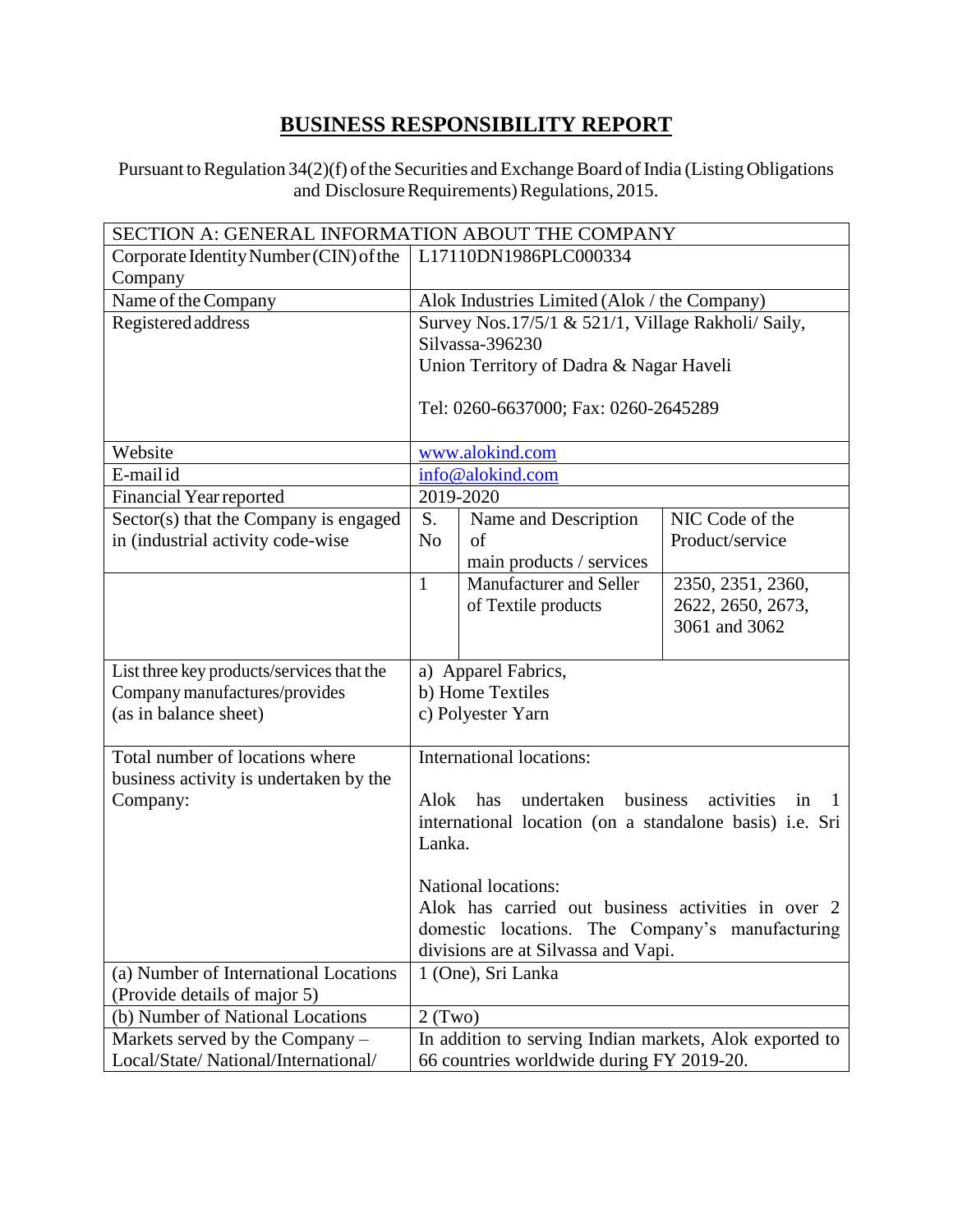# BUSINESS RESPONSIBILITY REPORT

Pursuant to Regulation 34(2)(f) of the Securities and Exchange Board of India (Listing Obligations and Disclosure Requirements) Regulations, 2015.

| SECTION A: GENERAL INFORMATION ABOUT THE COMPANY | | | |
|---|---|---|---|
| Corporate Identity Number (CIN) of the Company | L17110DN1986PLC000334 | | |
| Name of the Company | Alok Industries Limited (Alok / the Company) | | |
| Registered address | Survey Nos.17/5/1 & 521/1, Village Rakholi/ Saily, Silvassa-396230<br>Union Territory of Dadra & Nagar Haveli<br><br>Tel: 0260-6637000; Fax: 0260-2645289 | | |
| Website | www.alokind.com | | |
| E-mail id | info@alokind.com | | |
| Financial Year reported | 2019-2020 | | |
| Sector(s) that the Company is engaged in (industrial activity code-wise | S. No | Name and Description of main products / services | NIC Code of the Product/service |
| | 1 | Manufacturer and Seller of Textile products | 2350, 2351, 2360, 2622, 2650, 2673, 3061 and 3062 |
| List three key products/services that the Company manufactures/provides (as in balance sheet) | a) Apparel Fabrics,<br>b) Home Textiles<br>c) Polyester Yarn | | |
| Total number of locations where business activity is undertaken by the Company: | International locations:<br><br>Alok has undertaken business activities in 1 international location (on a standalone basis) i.e. Sri Lanka.<br><br>National locations:<br>Alok has carried out business activities in over 2 domestic locations. The Company's manufacturing divisions are at Silvassa and Vapi. | | |
| (a) Number of International Locations (Provide details of major 5) | 1 (One), Sri Lanka | | |
| (b) Number of National Locations | 2 (Two) | | |
| Markets served by the Company – Local/State/ National/International/ | In addition to serving Indian markets, Alok exported to 66 countries worldwide during FY 2019-20. | | |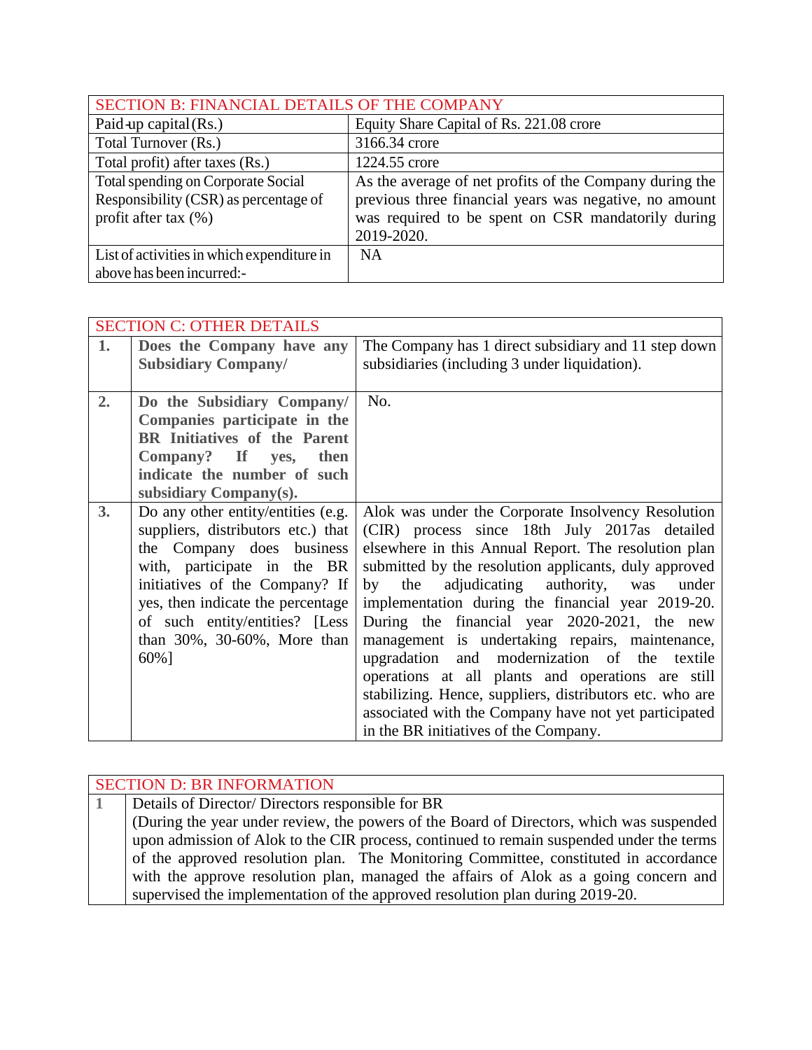| SECTION B: FINANCIAL DETAILS OF THE COMPANY | |
|---|---|
| Paid-up capital (Rs.) | Equity Share Capital of Rs. 221.08 crore |
| Total Turnover (Rs.) | 3166.34 crore |
| Total profit) after taxes (Rs.) | 1224.55 crore |
| Total spending on Corporate Social Responsibility (CSR) as percentage of profit after tax (%) | As the average of net profits of the Company during the previous three financial years was negative, no amount was required to be spent on CSR mandatorily during 2019-2020. |
| List of activities in which expenditure in above has been incurred:- | NA |

| SECTION C: OTHER DETAILS | | |
|---|---|---|
| 1. | **Does the Company have any Subsidiary Company/** | The Company has 1 direct subsidiary and 11 step down subsidiaries (including 3 under liquidation). |
| 2. | **Do the Subsidiary Company/ Companies participate in the BR Initiatives of the Parent Company? If yes, then indicate the number of such subsidiary Company(s).** | No. |
| 3. | Do any other entity/entities (e.g. suppliers, distributors etc.) that the Company does business with, participate in the BR initiatives of the Company? If yes, then indicate the percentage of such entity/entities? [Less than 30%, 30-60%, More than 60%] | Alok was under the Corporate Insolvency Resolution (CIR) process since 18th July 2017as detailed elsewhere in this Annual Report. The resolution plan submitted by the resolution applicants, duly approved by the adjudicating authority, was under implementation during the financial year 2019-20. During the financial year 2020-2021, the new management is undertaking repairs, maintenance, upgradation and modernization of the textile operations at all plants and operations are still stabilizing. Hence, suppliers, distributors etc. who are associated with the Company have not yet participated in the BR initiatives of the Company. |

| SECTION D: BR INFORMATION | |
|---|---|
| 1 | Details of Director/ Directors responsible for BR<br>(During the year under review, the powers of the Board of Directors, which was suspended upon admission of Alok to the CIR process, continued to remain suspended under the terms of the approved resolution plan. The Monitoring Committee, constituted in accordance with the approve resolution plan, managed the affairs of Alok as a going concern and supervised the implementation of the approved resolution plan during 2019-20. |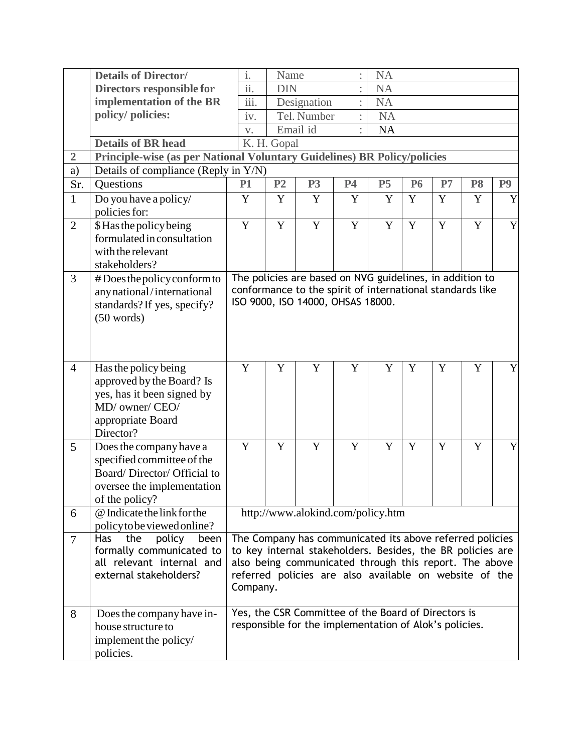| | **Details of Director/ Directors responsible for implementation of the BR policy/ policies:** | i. | Name | : | NA | | | | |
|---|---|---|---|---|---|---|---|---|---|
| | | ii. | DIN | : | NA | | | | |
| | | iii. | Designation | : | NA | | | | |
| | | iv. | Tel. Number | : | NA | | | | |
| | | v. | Email id | : | NA | | | | |
| | **Details of BR head** | K. H. Gopal | | | | | | | |
| **2** | **Principle-wise (as per National Voluntary Guidelines) BR Policy/policies** | | | | | | | | |
| a) | Details of compliance (Reply in Y/N) | | | | | | | | |
| Sr. | Questions | **P1** | **P2** | **P3** | **P4** | **P5** | **P6** | **P7** | **P8** | **P9** |
| 1 | Do you have a policy/ policies for: | Y | Y | Y | Y | Y | Y | Y | Y | Y |
| 2 | $Has the policy being formulated in consultation with the relevant stakeholders? | Y | Y | Y | Y | Y | Y | Y | Y | Y |
| 3 | #Does the policy conform to any national / international standards? If yes, specify? (50 words) | The policies are based on NVG guidelines, in addition to conformance to the spirit of international standards like ISO 9000, ISO 14000, OHSAS 18000. | | | | | | | | |
| 4 | Has the policy being approved by the Board? Is yes, has it been signed by MD/ owner/ CEO/ appropriate Board Director? | Y | Y | Y | Y | Y | Y | Y | Y | Y |
| 5 | Does the company have a specified committee of the Board/ Director/ Official to oversee the implementation of the policy? | Y | Y | Y | Y | Y | Y | Y | Y | Y |
| 6 | @ Indicate the link for the policy to be viewed online? | http://www.alokind.com/policy.htm | | | | | | | | |
| 7 | Has the policy been formally communicated to all relevant internal and external stakeholders? | The Company has communicated its above referred policies to key internal stakeholders. Besides, the BR policies are also being communicated through this report. The above referred policies are also available on website of the Company. | | | | | | | | |
| 8 | Does the company have in-house structure to implement the policy/ policies. | Yes, the CSR Committee of the Board of Directors is responsible for the implementation of Alok's policies. | | | | | | | | |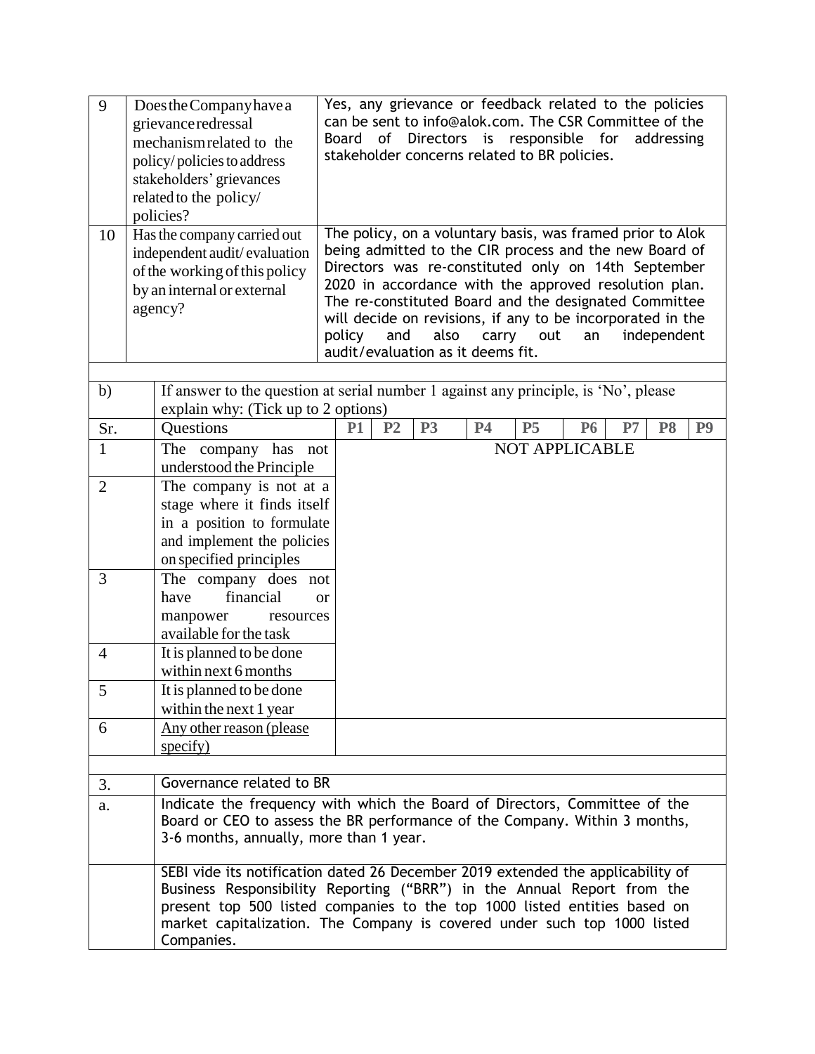| 9 | Does the Company have a grievance redressal mechanism related to the policy/policies to address stakeholders' grievances related to the policy/policies? | Yes, any grievance or feedback related to the policies can be sent to info@alok.com. The CSR Committee of the Board of Directors is responsible for addressing stakeholder concerns related to BR policies. |
|---|---|---|
| 10 | Has the company carried out independent audit/evaluation of the working of this policy by an internal or external agency? | The policy, on a voluntary basis, was framed prior to Alok being admitted to the CIR process and the new Board of Directors was re-constituted only on 14th September 2020 in accordance with the approved resolution plan. The re-constituted Board and the designated Committee will decide on revisions, if any to be incorporated in the policy and also carry out an independent audit/evaluation as it deems fit. |

b) If answer to the question at serial number 1 against any principle, is 'No', please explain why: (Tick up to 2 options)

| Sr. | Questions | P1 | P2 | P3 | P4 | P5 | P6 | P7 | P8 | P9 |
|---|---|---|---|---|---|---|---|---|---|---|
| 1 | The company has not understood the Principle | NOT APPLICABLE | | | | | | | | |
| 2 | The company is not at a stage where it finds itself in a position to formulate and implement the policies on specified principles | | | | | | | | | |
| 3 | The company does not have financial or manpower resources available for the task | | | | | | | | | |
| 4 | It is planned to be done within next 6 months | | | | | | | | | |
| 5 | It is planned to be done within the next 1 year | | | | | | | | | |
| 6 | Any other reason (please specify) | | | | | | | | | |

| 3. | Governance related to BR |
|---|---|
| a. | Indicate the frequency with which the Board of Directors, Committee of the Board or CEO to assess the BR performance of the Company. Within 3 months, 3-6 months, annually, more than 1 year. |
| | SEBI vide its notification dated 26 December 2019 extended the applicability of Business Responsibility Reporting ("BRR") in the Annual Report from the present top 500 listed companies to the top 1000 listed entities based on market capitalization. The Company is covered under such top 1000 listed Companies. |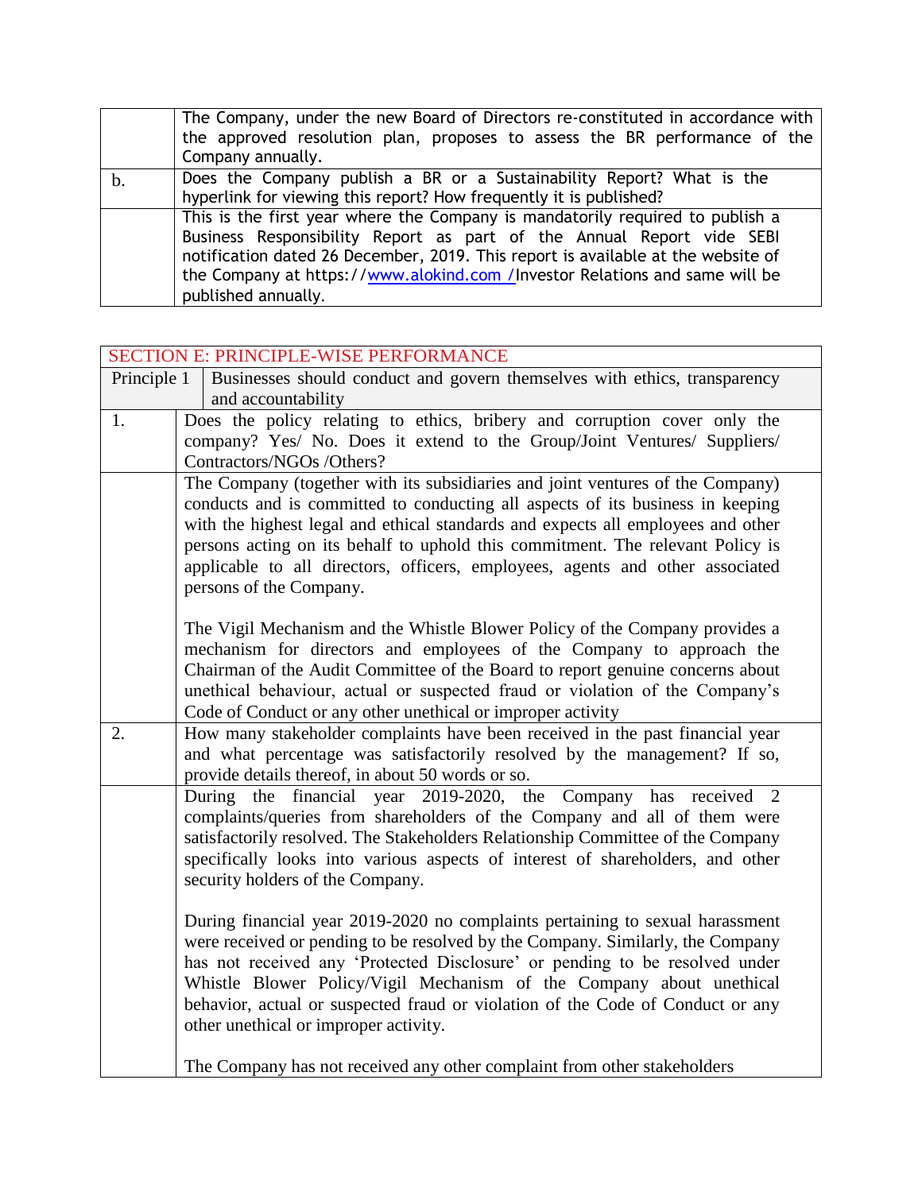| | |
|---|---|
| | The Company, under the new Board of Directors re-constituted in accordance with the approved resolution plan, proposes to assess the BR performance of the Company annually. |
| b. | Does the Company publish a BR or a Sustainability Report? What is the hyperlink for viewing this report? How frequently it is published? |
| | This is the first year where the Company is mandatorily required to publish a Business Responsibility Report as part of the Annual Report vide SEBI notification dated 26 December, 2019. This report is available at the website of the Company at https://www.alokind.com /Investor Relations and same will be published annually. |

| SECTION E: PRINCIPLE-WISE PERFORMANCE | |
|---|---|
| Principle 1 | Businesses should conduct and govern themselves with ethics, transparency and accountability |
| 1. | Does the policy relating to ethics, bribery and corruption cover only the company? Yes/ No. Does it extend to the Group/Joint Ventures/ Suppliers/ Contractors/NGOs /Others? |
| | The Company (together with its subsidiaries and joint ventures of the Company) conducts and is committed to conducting all aspects of its business in keeping with the highest legal and ethical standards and expects all employees and other persons acting on its behalf to uphold this commitment. The relevant Policy is applicable to all directors, officers, employees, agents and other associated persons of the Company.<br><br>The Vigil Mechanism and the Whistle Blower Policy of the Company provides a mechanism for directors and employees of the Company to approach the Chairman of the Audit Committee of the Board to report genuine concerns about unethical behaviour, actual or suspected fraud or violation of the Company's Code of Conduct or any other unethical or improper activity |
| 2. | How many stakeholder complaints have been received in the past financial year and what percentage was satisfactorily resolved by the management? If so, provide details thereof, in about 50 words or so. |
| | During the financial year 2019-2020, the Company has received 2 complaints/queries from shareholders of the Company and all of them were satisfactorily resolved. The Stakeholders Relationship Committee of the Company specifically looks into various aspects of interest of shareholders, and other security holders of the Company.<br><br>During financial year 2019-2020 no complaints pertaining to sexual harassment were received or pending to be resolved by the Company. Similarly, the Company has not received any 'Protected Disclosure' or pending to be resolved under Whistle Blower Policy/Vigil Mechanism of the Company about unethical behavior, actual or suspected fraud or violation of the Code of Conduct or any other unethical or improper activity.<br><br>The Company has not received any other complaint from other stakeholders |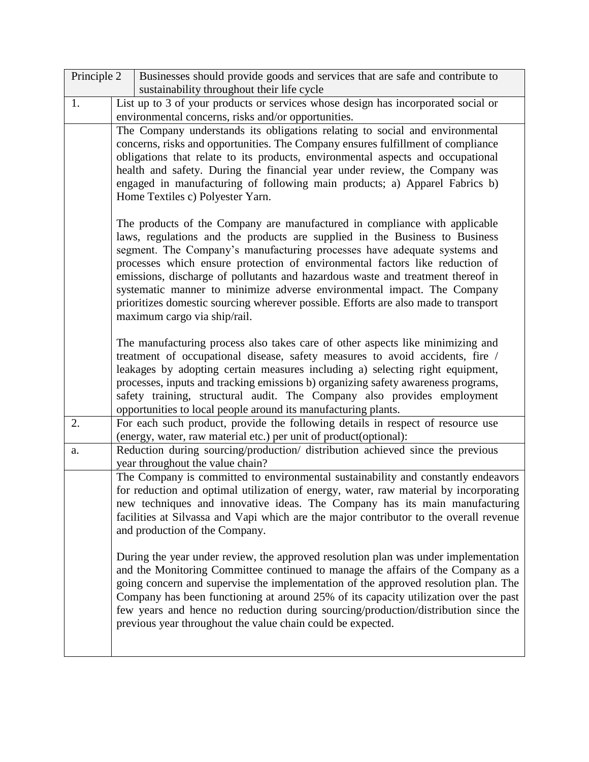| Principle 2 | Businesses should provide goods and services that are safe and contribute to sustainability throughout their life cycle |
|---|---|
| 1. | List up to 3 of your products or services whose design has incorporated social or environmental concerns, risks and/or opportunities. |
| | The Company understands its obligations relating to social and environmental concerns, risks and opportunities. The Company ensures fulfillment of compliance obligations that relate to its products, environmental aspects and occupational health and safety. During the financial year under review, the Company was engaged in manufacturing of following main products; a) Apparel Fabrics b) Home Textiles c) Polyester Yarn.<br><br>The products of the Company are manufactured in compliance with applicable laws, regulations and the products are supplied in the Business to Business segment. The Company's manufacturing processes have adequate systems and processes which ensure protection of environmental factors like reduction of emissions, discharge of pollutants and hazardous waste and treatment thereof in systematic manner to minimize adverse environmental impact. The Company prioritizes domestic sourcing wherever possible. Efforts are also made to transport maximum cargo via ship/rail.<br><br>The manufacturing process also takes care of other aspects like minimizing and treatment of occupational disease, safety measures to avoid accidents, fire / leakages by adopting certain measures including a) selecting right equipment, processes, inputs and tracking emissions b) organizing safety awareness programs, safety training, structural audit. The Company also provides employment opportunities to local people around its manufacturing plants. |
| 2. | For each such product, provide the following details in respect of resource use (energy, water, raw material etc.) per unit of product(optional): |
| a. | Reduction during sourcing/production/ distribution achieved since the previous year throughout the value chain? |
| | The Company is committed to environmental sustainability and constantly endeavors for reduction and optimal utilization of energy, water, raw material by incorporating new techniques and innovative ideas. The Company has its main manufacturing facilities at Silvassa and Vapi which are the major contributor to the overall revenue and production of the Company.<br><br>During the year under review, the approved resolution plan was under implementation and the Monitoring Committee continued to manage the affairs of the Company as a going concern and supervise the implementation of the approved resolution plan. The Company has been functioning at around 25% of its capacity utilization over the past few years and hence no reduction during sourcing/production/distribution since the previous year throughout the value chain could be expected. |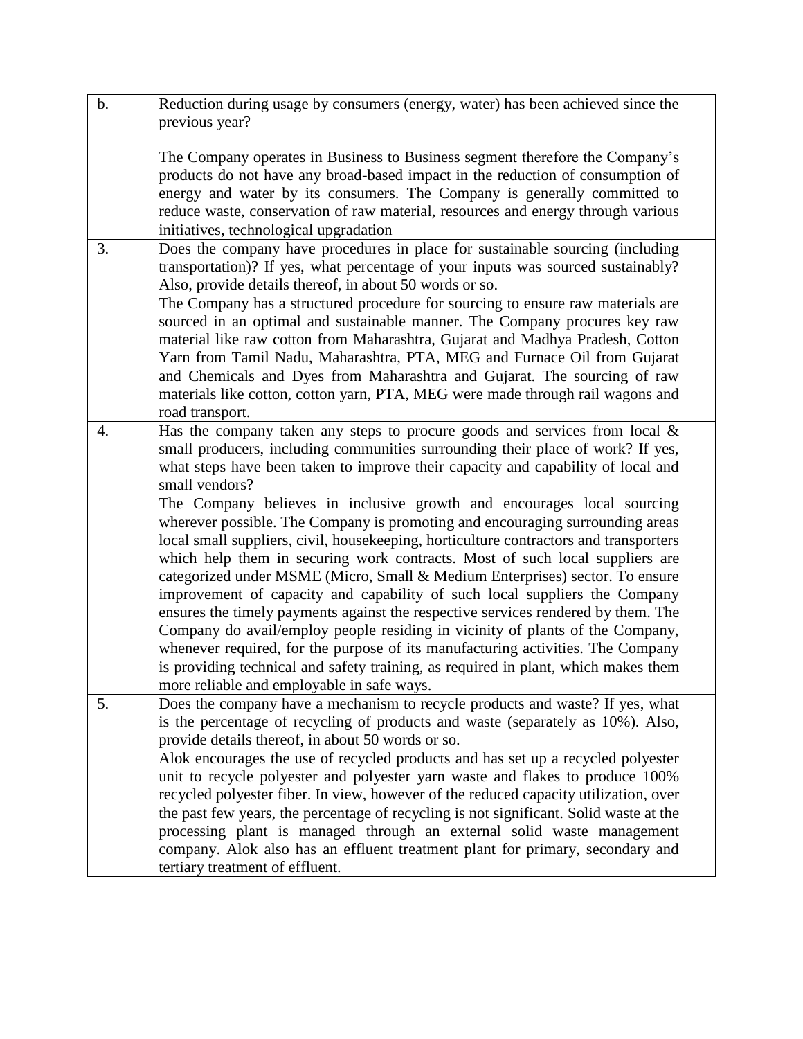| | |
|---|---|
| b. | Reduction during usage by consumers (energy, water) has been achieved since the previous year? |
| | The Company operates in Business to Business segment therefore the Company's products do not have any broad-based impact in the reduction of consumption of energy and water by its consumers. The Company is generally committed to reduce waste, conservation of raw material, resources and energy through various initiatives, technological upgradation |
| 3. | Does the company have procedures in place for sustainable sourcing (including transportation)? If yes, what percentage of your inputs was sourced sustainably? Also, provide details thereof, in about 50 words or so. |
| | The Company has a structured procedure for sourcing to ensure raw materials are sourced in an optimal and sustainable manner. The Company procures key raw material like raw cotton from Maharashtra, Gujarat and Madhya Pradesh, Cotton Yarn from Tamil Nadu, Maharashtra, PTA, MEG and Furnace Oil from Gujarat and Chemicals and Dyes from Maharashtra and Gujarat. The sourcing of raw materials like cotton, cotton yarn, PTA, MEG were made through rail wagons and road transport. |
| 4. | Has the company taken any steps to procure goods and services from local & small producers, including communities surrounding their place of work? If yes, what steps have been taken to improve their capacity and capability of local and small vendors? |
| | The Company believes in inclusive growth and encourages local sourcing wherever possible. The Company is promoting and encouraging surrounding areas local small suppliers, civil, housekeeping, horticulture contractors and transporters which help them in securing work contracts. Most of such local suppliers are categorized under MSME (Micro, Small & Medium Enterprises) sector. To ensure improvement of capacity and capability of such local suppliers the Company ensures the timely payments against the respective services rendered by them. The Company do avail/employ people residing in vicinity of plants of the Company, whenever required, for the purpose of its manufacturing activities. The Company is providing technical and safety training, as required in plant, which makes them more reliable and employable in safe ways. |
| 5. | Does the company have a mechanism to recycle products and waste? If yes, what is the percentage of recycling of products and waste (separately as 10%). Also, provide details thereof, in about 50 words or so. |
| | Alok encourages the use of recycled products and has set up a recycled polyester unit to recycle polyester and polyester yarn waste and flakes to produce 100% recycled polyester fiber. In view, however of the reduced capacity utilization, over the past few years, the percentage of recycling is not significant. Solid waste at the processing plant is managed through an external solid waste management company. Alok also has an effluent treatment plant for primary, secondary and tertiary treatment of effluent. |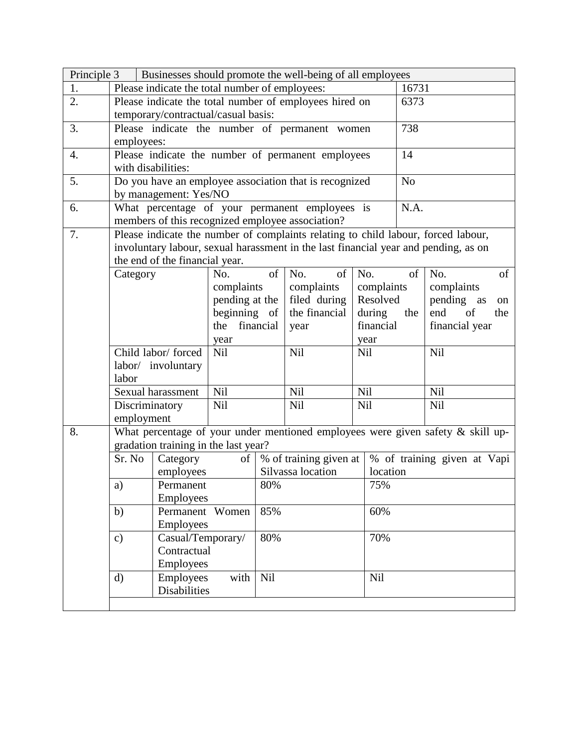| Principle 3 | Businesses should promote the well-being of all employees | |
|---|---|---|
| 1. | Please indicate the total number of employees: | 16731 |
| 2. | Please indicate the total number of employees hired on temporary/contractual/casual basis: | 6373 |
| 3. | Please indicate the number of permanent women employees: | 738 |
| 4. | Please indicate the number of permanent employees with disabilities: | 14 |
| 5. | Do you have an employee association that is recognized by management: Yes/NO | No |
| 6. | What percentage of your permanent employees is members of this recognized employee association? | N.A. |
| 7. | Please indicate the number of complaints relating to child labour, forced labour, involuntary labour, sexual harassment in the last financial year and pending, as on the end of the financial year. | |

| Category | No. of complaints pending at the beginning of the financial year | No. of complaints filed during the financial year | No. of complaints Resolved during the financial year | No. of complaints pending as on end of the financial year |
|---|---|---|---|---|
| Child labor/ forced labor/ involuntary labor | Nil | Nil | Nil | Nil |
| Sexual harassment | Nil | Nil | Nil | Nil |
| Discriminatory employment | Nil | Nil | Nil | Nil |

8. What percentage of your under mentioned employees were given safety & skill up-gradation training in the last year?

| Sr. No | Category of employees | % of training given at Silvassa location | % of training given at Vapi location |
|---|---|---|---|
| a) | Permanent Employees | 80% | 75% |
| b) | Permanent Women Employees | 85% | 60% |
| c) | Casual/Temporary/ Contractual Employees | 80% | 70% |
| d) | Employees with Disabilities | Nil | Nil |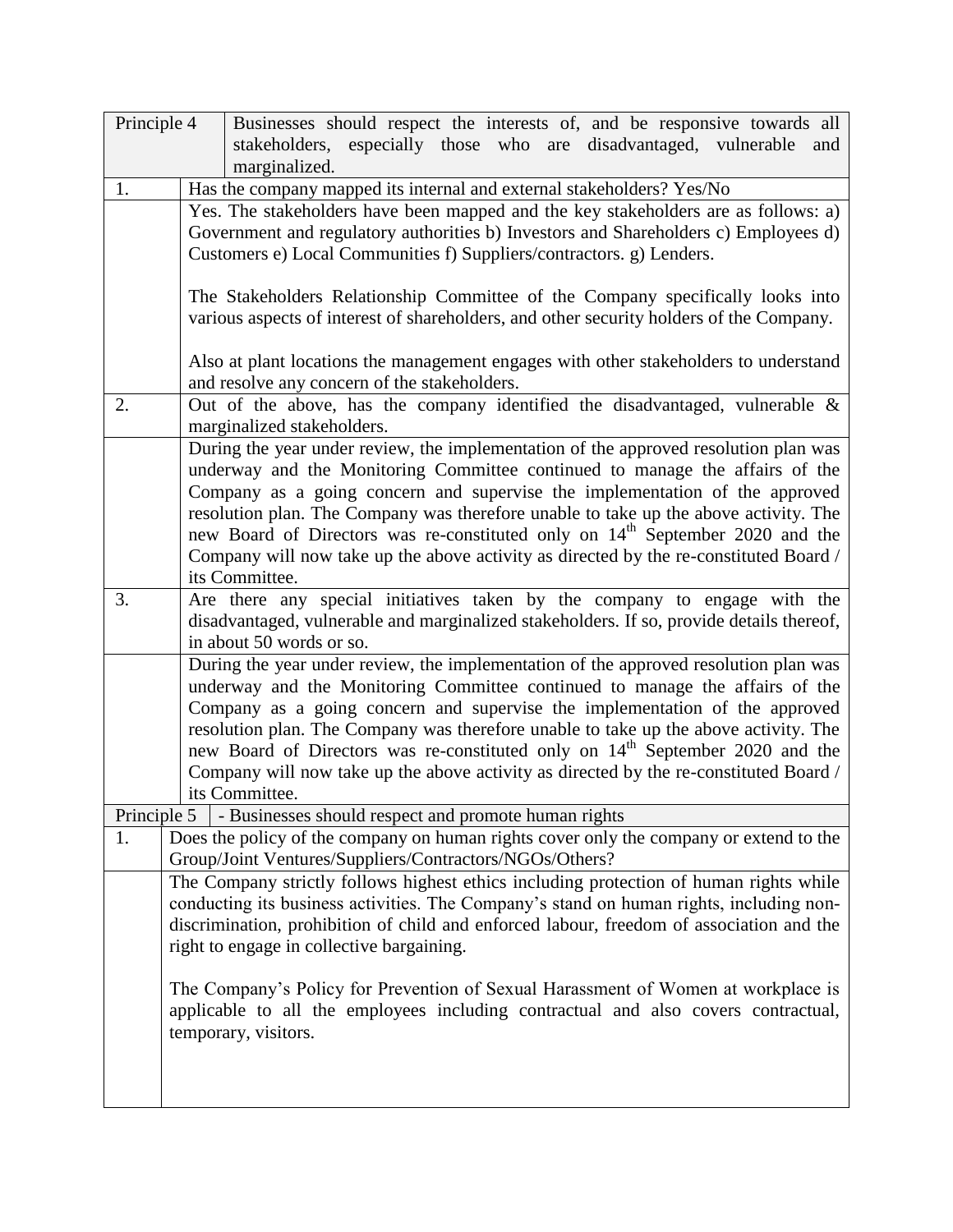| Principle 4 | Businesses should respect the interests of, and be responsive towards all stakeholders, especially those who are disadvantaged, vulnerable and marginalized. |
|---|---|
| 1. | Has the company mapped its internal and external stakeholders? Yes/No |
| | Yes. The stakeholders have been mapped and the key stakeholders are as follows: a) Government and regulatory authorities b) Investors and Shareholders c) Employees d) Customers e) Local Communities f) Suppliers/contractors. g) Lenders.<br><br>The Stakeholders Relationship Committee of the Company specifically looks into various aspects of interest of shareholders, and other security holders of the Company.<br><br>Also at plant locations the management engages with other stakeholders to understand and resolve any concern of the stakeholders. |
| 2. | Out of the above, has the company identified the disadvantaged, vulnerable & marginalized stakeholders. |
| | During the year under review, the implementation of the approved resolution plan was underway and the Monitoring Committee continued to manage the affairs of the Company as a going concern and supervise the implementation of the approved resolution plan. The Company was therefore unable to take up the above activity. The new Board of Directors was re-constituted only on 14th September 2020 and the Company will now take up the above activity as directed by the re-constituted Board / its Committee. |
| 3. | Are there any special initiatives taken by the company to engage with the disadvantaged, vulnerable and marginalized stakeholders. If so, provide details thereof, in about 50 words or so. |
| | During the year under review, the implementation of the approved resolution plan was underway and the Monitoring Committee continued to manage the affairs of the Company as a going concern and supervise the implementation of the approved resolution plan. The Company was therefore unable to take up the above activity. The new Board of Directors was re-constituted only on 14th September 2020 and the Company will now take up the above activity as directed by the re-constituted Board / its Committee. |
| Principle 5 | - Businesses should respect and promote human rights |
| 1. | Does the policy of the company on human rights cover only the company or extend to the Group/Joint Ventures/Suppliers/Contractors/NGOs/Others? |
| | The Company strictly follows highest ethics including protection of human rights while conducting its business activities. The Company's stand on human rights, including non-discrimination, prohibition of child and enforced labour, freedom of association and the right to engage in collective bargaining.<br><br>The Company's Policy for Prevention of Sexual Harassment of Women at workplace is applicable to all the employees including contractual and also covers contractual, temporary, visitors. |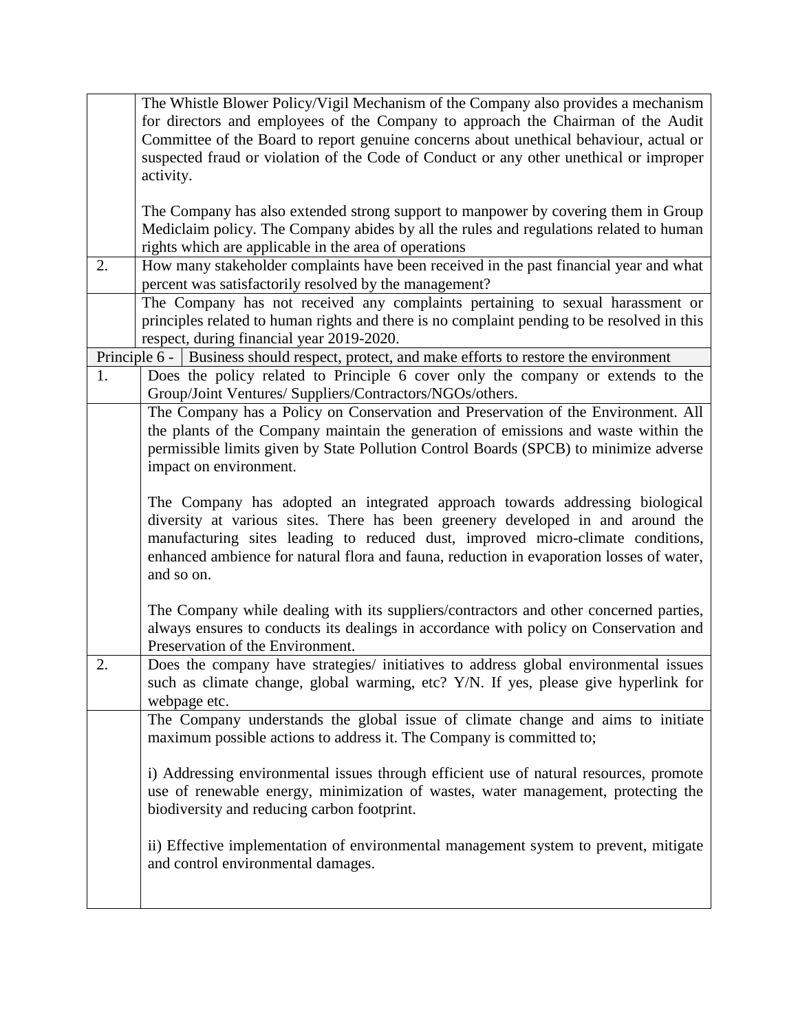| | |
|---|---|
| | The Whistle Blower Policy/Vigil Mechanism of the Company also provides a mechanism for directors and employees of the Company to approach the Chairman of the Audit Committee of the Board to report genuine concerns about unethical behaviour, actual or suspected fraud or violation of the Code of Conduct or any other unethical or improper activity.<br><br>The Company has also extended strong support to manpower by covering them in Group Mediclaim policy. The Company abides by all the rules and regulations related to human rights which are applicable in the area of operations |
| 2. | How many stakeholder complaints have been received in the past financial year and what percent was satisfactorily resolved by the management? |
| | The Company has not received any complaints pertaining to sexual harassment or principles related to human rights and there is no complaint pending to be resolved in this respect, during financial year 2019-2020. |
| Principle 6 - | Business should respect, protect, and make efforts to restore the environment |
| 1. | Does the policy related to Principle 6 cover only the company or extends to the Group/Joint Ventures/ Suppliers/Contractors/NGOs/others. |
| | The Company has a Policy on Conservation and Preservation of the Environment. All the plants of the Company maintain the generation of emissions and waste within the permissible limits given by State Pollution Control Boards (SPCB) to minimize adverse impact on environment.<br><br>The Company has adopted an integrated approach towards addressing biological diversity at various sites. There has been greenery developed in and around the manufacturing sites leading to reduced dust, improved micro-climate conditions, enhanced ambience for natural flora and fauna, reduction in evaporation losses of water, and so on.<br><br>The Company while dealing with its suppliers/contractors and other concerned parties, always ensures to conducts its dealings in accordance with policy on Conservation and Preservation of the Environment. |
| 2. | Does the company have strategies/ initiatives to address global environmental issues such as climate change, global warming, etc? Y/N. If yes, please give hyperlink for webpage etc. |
| | The Company understands the global issue of climate change and aims to initiate maximum possible actions to address it. The Company is committed to;<br><br>i) Addressing environmental issues through efficient use of natural resources, promote use of renewable energy, minimization of wastes, water management, protecting the biodiversity and reducing carbon footprint.<br><br>ii) Effective implementation of environmental management system to prevent, mitigate and control environmental damages. |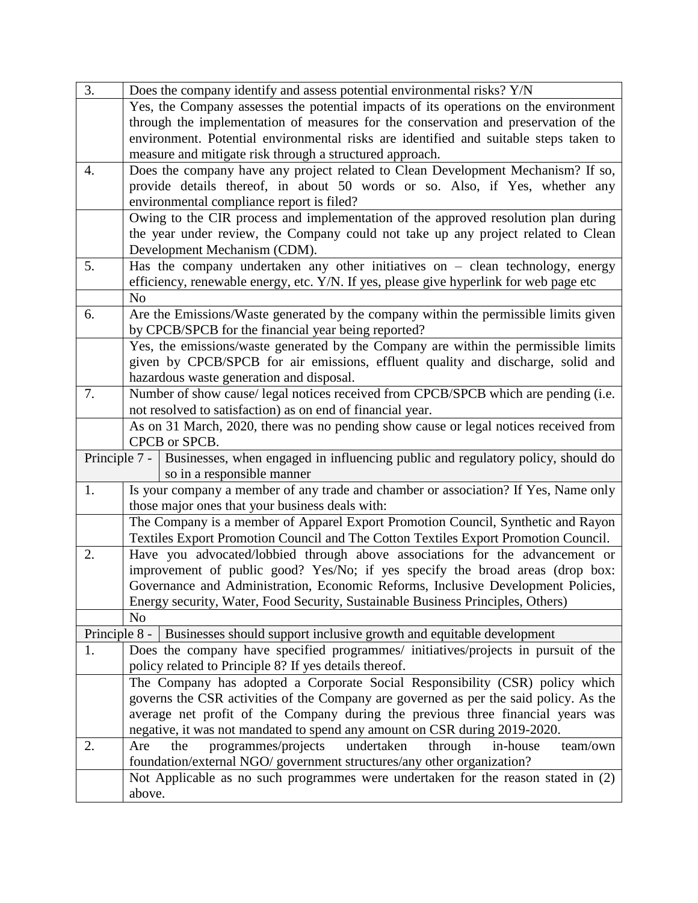| 3. | Does the company identify and assess potential environmental risks? Y/N |
|---|---|
| | Yes, the Company assesses the potential impacts of its operations on the environment through the implementation of measures for the conservation and preservation of the environment. Potential environmental risks are identified and suitable steps taken to measure and mitigate risk through a structured approach. |
| 4. | Does the company have any project related to Clean Development Mechanism? If so, provide details thereof, in about 50 words or so. Also, if Yes, whether any environmental compliance report is filed? |
| | Owing to the CIR process and implementation of the approved resolution plan during the year under review, the Company could not take up any project related to Clean Development Mechanism (CDM). |
| 5. | Has the company undertaken any other initiatives on – clean technology, energy efficiency, renewable energy, etc. Y/N. If yes, please give hyperlink for web page etc |
| | No |
| 6. | Are the Emissions/Waste generated by the company within the permissible limits given by CPCB/SPCB for the financial year being reported? |
| | Yes, the emissions/waste generated by the Company are within the permissible limits given by CPCB/SPCB for air emissions, effluent quality and discharge, solid and hazardous waste generation and disposal. |
| 7. | Number of show cause/ legal notices received from CPCB/SPCB which are pending (i.e. not resolved to satisfaction) as on end of financial year. |
| | As on 31 March, 2020, there was no pending show cause or legal notices received from CPCB or SPCB. |
| Principle 7 - | Businesses, when engaged in influencing public and regulatory policy, should do so in a responsible manner |
| 1. | Is your company a member of any trade and chamber or association? If Yes, Name only those major ones that your business deals with: |
| | The Company is a member of Apparel Export Promotion Council, Synthetic and Rayon Textiles Export Promotion Council and The Cotton Textiles Export Promotion Council. |
| 2. | Have you advocated/lobbied through above associations for the advancement or improvement of public good? Yes/No; if yes specify the broad areas (drop box: Governance and Administration, Economic Reforms, Inclusive Development Policies, Energy security, Water, Food Security, Sustainable Business Principles, Others) |
| | No |
| Principle 8 - | Businesses should support inclusive growth and equitable development |
| 1. | Does the company have specified programmes/ initiatives/projects in pursuit of the policy related to Principle 8? If yes details thereof. |
| | The Company has adopted a Corporate Social Responsibility (CSR) policy which governs the CSR activities of the Company are governed as per the said policy. As the average net profit of the Company during the previous three financial years was negative, it was not mandated to spend any amount on CSR during 2019-2020. |
| 2. | Are the programmes/projects undertaken through in-house team/own foundation/external NGO/ government structures/any other organization? |
| | Not Applicable as no such programmes were undertaken for the reason stated in (2) above. |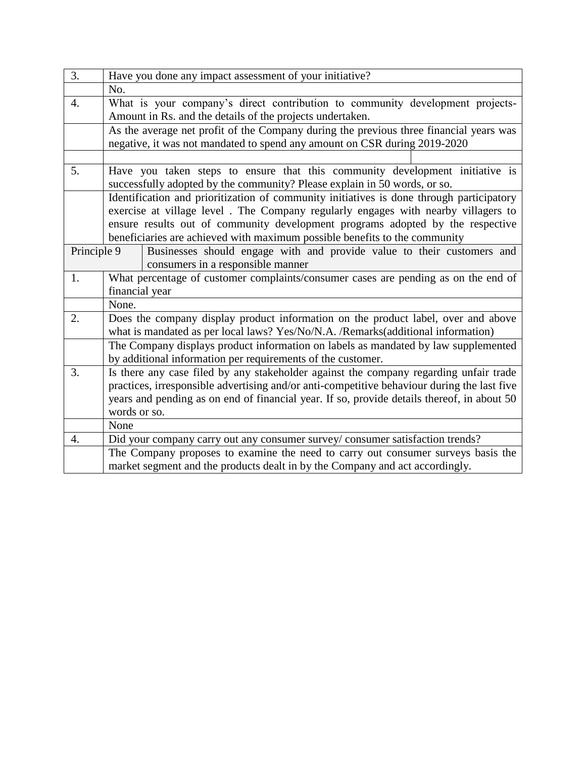| | |
|---|---|
| 3. | Have you done any impact assessment of your initiative? |
| | No. |
| 4. | What is your company's direct contribution to community development projects- Amount in Rs. and the details of the projects undertaken. |
| | As the average net profit of the Company during the previous three financial years was negative, it was not mandated to spend any amount on CSR during 2019-2020 |
| | |
| 5. | Have you taken steps to ensure that this community development initiative is successfully adopted by the community? Please explain in 50 words, or so. |
| | Identification and prioritization of community initiatives is done through participatory exercise at village level . The Company regularly engages with nearby villagers to ensure results out of community development programs adopted by the respective beneficiaries are achieved with maximum possible benefits to the community |
| Principle 9 | Businesses should engage with and provide value to their customers and consumers in a responsible manner |
| 1. | What percentage of customer complaints/consumer cases are pending as on the end of financial year |
| | None. |
| 2. | Does the company display product information on the product label, over and above what is mandated as per local laws? Yes/No/N.A. /Remarks(additional information) |
| | The Company displays product information on labels as mandated by law supplemented by additional information per requirements of the customer. |
| 3. | Is there any case filed by any stakeholder against the company regarding unfair trade practices, irresponsible advertising and/or anti-competitive behaviour during the last five years and pending as on end of financial year. If so, provide details thereof, in about 50 words or so. |
| | None |
| 4. | Did your company carry out any consumer survey/ consumer satisfaction trends? |
| | The Company proposes to examine the need to carry out consumer surveys basis the market segment and the products dealt in by the Company and act accordingly. |